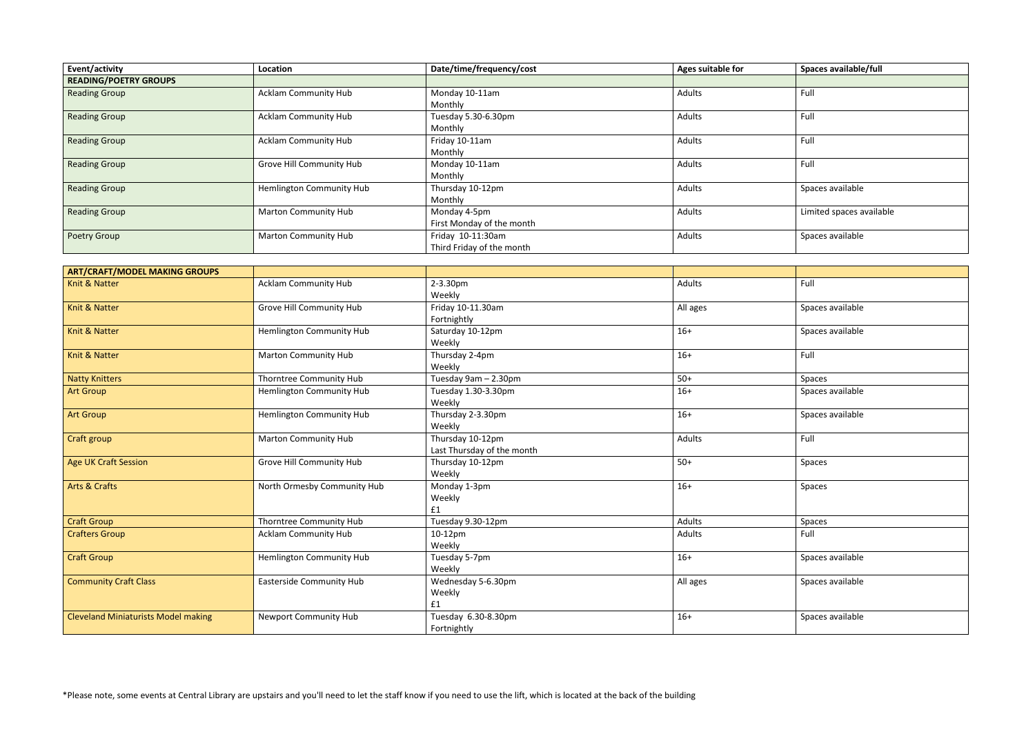| Event/activity | Location | Date/time/frequency/cost | Ages suitable for | Spaces available/full |
|---|---|---|---|---|
| **READING/POETRY GROUPS** | | | | |
| Reading Group | Acklam Community Hub | Monday 10-11am<br>Monthly | Adults | Full |
| Reading Group | Acklam Community Hub | Tuesday 5.30-6.30pm<br>Monthly | Adults | Full |
| Reading Group | Acklam Community Hub | Friday 10-11am<br>Monthly | Adults | Full |
| Reading Group | Grove Hill Community Hub | Monday 10-11am<br>Monthly | Adults | Full |
| Reading Group | Hemlington Community Hub | Thursday 10-12pm<br>Monthly | Adults | Spaces available |
| Reading Group | Marton Community Hub | Monday 4-5pm<br>First Monday of the month | Adults | Limited spaces available |
| Poetry Group | Marton Community Hub | Friday 10-11:30am<br>Third Friday of the month | Adults | Spaces available |

| **ART/CRAFT/MODEL MAKING GROUPS** | | | | |
|---|---|---|---|---|
| Knit & Natter | Acklam Community Hub | 2-3.30pm<br>Weekly | Adults | Full |
| Knit & Natter | Grove Hill Community Hub | Friday 10-11.30am<br>Fortnightly | All ages | Spaces available |
| Knit & Natter | Hemlington Community Hub | Saturday 10-12pm<br>Weekly | 16+ | Spaces available |
| Knit & Natter | Marton Community Hub | Thursday 2-4pm<br>Weekly | 16+ | Full |
| Natty Knitters | Thorntree Community Hub | Tuesday 9am – 2.30pm | 50+ | Spaces |
| Art Group | Hemlington Community Hub | Tuesday 1.30-3.30pm<br>Weekly | 16+ | Spaces available |
| Art Group | Hemlington Community Hub | Thursday 2-3.30pm<br>Weekly | 16+ | Spaces available |
| Craft group | Marton Community Hub | Thursday 10-12pm<br>Last Thursday of the month | Adults | Full |
| Age UK Craft Session | Grove Hill Community Hub | Thursday 10-12pm<br>Weekly | 50+ | Spaces |
| Arts & Crafts | North Ormesby Community Hub | Monday 1-3pm<br>Weekly<br>£1 | 16+ | Spaces |
| Craft Group | Thorntree Community Hub | Tuesday 9.30-12pm | Adults | Spaces |
| Crafters Group | Acklam Community Hub | 10-12pm<br>Weekly | Adults | Full |
| Craft Group | Hemlington Community Hub | Tuesday 5-7pm<br>Weekly | 16+ | Spaces available |
| Community Craft Class | Easterside Community Hub | Wednesday 5-6.30pm<br>Weekly<br>£1 | All ages | Spaces available |
| Cleveland Miniaturists Model making | Newport Community Hub | Tuesday 6.30-8.30pm<br>Fortnightly | 16+ | Spaces available |

*Please note, some events at Central Library are upstairs and you'll need to let the staff know if you need to use the lift, which is located at the back of the building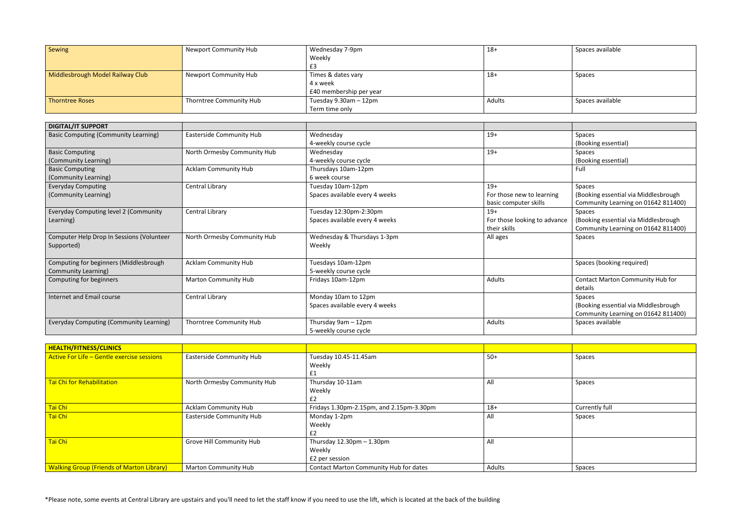| | | | | |
|---|---|---|---|---|
| Sewing | Newport Community Hub | Wednesday 7-9pm<br>Weekly<br>£3 | 18+ | Spaces available |
| Middlesbrough Model Railway Club | Newport Community Hub | Times & dates vary<br>4 x week<br>£40 membership per year | 18+ | Spaces |
| Thorntree Roses | Thorntree Community Hub | Tuesday 9.30am – 12pm<br>Term time only | Adults | Spaces available |

| DIGITAL/IT SUPPORT | | | | |
|---|---|---|---|---|
| Basic Computing (Community Learning) | Easterside Community Hub | Wednesday<br>4-weekly course cycle | 19+ | Spaces<br>(Booking essential) |
| Basic Computing<br>(Community Learning) | North Ormesby Community Hub | Wednesday<br>4-weekly course cycle | 19+ | Spaces<br>(Booking essential) |
| Basic Computing<br>(Community Learning) | Acklam Community Hub | Thursdays 10am-12pm<br>6 week course | | Full |
| Everyday Computing<br>(Community Learning) | Central Library | Tuesday 10am-12pm<br>Spaces available every 4 weeks | 19+<br>For those new to learning basic computer skills | Spaces<br>(Booking essential via Middlesbrough Community Learning on 01642 811400) |
| Everyday Computing level 2 (Community Learning) | Central Library | Tuesday 12:30pm-2:30pm<br>Spaces available every 4 weeks | 19+<br>For those looking to advance their skills | Spaces<br>(Booking essential via Middlesbrough Community Learning on 01642 811400) |
| Computer Help Drop In Sessions (Volunteer Supported) | North Ormesby Community Hub | Wednesday & Thursdays 1-3pm<br>Weekly | All ages | Spaces |
| Computing for beginners (Middlesbrough Community Learning) | Acklam Community Hub | Tuesdays 10am-12pm<br>5-weekly course cycle | | Spaces (booking required) |
| Computing for beginners | Marton Community Hub | Fridays 10am-12pm | Adults | Contact Marton Community Hub for details |
| Internet and Email course | Central Library | Monday 10am to 12pm<br>Spaces available every 4 weeks | | Spaces<br>(Booking essential via Middlesbrough Community Learning on 01642 811400) |
| Everyday Computing (Community Learning) | Thorntree Community Hub | Thursday 9am – 12pm<br>5-weekly course cycle | Adults | Spaces available |

| HEALTH/FITNESS/CLINICS | | | | |
|---|---|---|---|---|
| Active For Life – Gentle exercise sessions | Easterside Community Hub | Tuesday 10.45-11.45am<br>Weekly<br>£1 | 50+ | Spaces |
| Tai Chi for Rehabilitation | North Ormesby Community Hub | Thursday 10-11am<br>Weekly<br>£2 | All | Spaces |
| Tai Chi | Acklam Community Hub | Fridays 1.30pm-2.15pm, and 2.15pm-3.30pm | 18+ | Currently full |
| Tai Chi | Easterside Community Hub | Monday 1-2pm<br>Weekly<br>£2 | All | Spaces |
| Tai Chi | Grove Hill Community Hub | Thursday 12.30pm – 1.30pm<br>Weekly<br>£2 per session | All | |
| Walking Group (Friends of Marton Library) | Marton Community Hub | Contact Marton Community Hub for dates | Adults | Spaces |

*Please note, some events at Central Library are upstairs and you'll need to let the staff know if you need to use the lift, which is located at the back of the building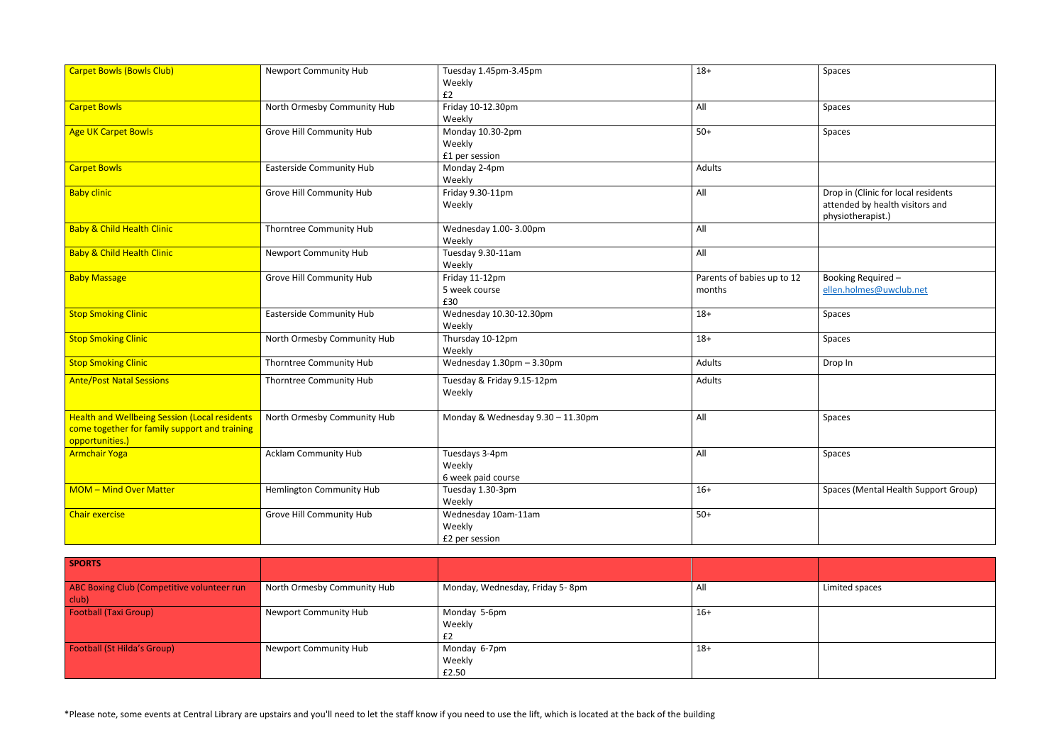| | | | | |
|---|---|---|---|---|
| Carpet Bowls (Bowls Club) | Newport Community Hub | Tuesday 1.45pm-3.45pm<br>Weekly<br>£2 | 18+ | Spaces |
| Carpet Bowls | North Ormesby Community Hub | Friday 10-12.30pm<br>Weekly | All | Spaces |
| Age UK Carpet Bowls | Grove Hill Community Hub | Monday 10.30-2pm<br>Weekly<br>£1 per session | 50+ | Spaces |
| Carpet Bowls | Easterside Community Hub | Monday 2-4pm<br>Weekly | Adults | |
| Baby clinic | Grove Hill Community Hub | Friday 9.30-11pm<br>Weekly | All | Drop in (Clinic for local residents attended by health visitors and physiotherapist.) |
| Baby & Child Health Clinic | Thorntree Community Hub | Wednesday 1.00- 3.00pm<br>Weekly | All | |
| Baby & Child Health Clinic | Newport Community Hub | Tuesday 9.30-11am<br>Weekly | All | |
| Baby Massage | Grove Hill Community Hub | Friday 11-12pm<br>5 week course<br>£30 | Parents of babies up to 12 months | Booking Required – ellen.holmes@uwclub.net |
| Stop Smoking Clinic | Easterside Community Hub | Wednesday 10.30-12.30pm<br>Weekly | 18+ | Spaces |
| Stop Smoking Clinic | North Ormesby Community Hub | Thursday 10-12pm<br>Weekly | 18+ | Spaces |
| Stop Smoking Clinic | Thorntree Community Hub | Wednesday 1.30pm – 3.30pm | Adults | Drop In |
| Ante/Post Natal Sessions | Thorntree Community Hub | Tuesday & Friday 9.15-12pm<br>Weekly | Adults | |
| Health and Wellbeing Session (Local residents come together for family support and training opportunities.) | North Ormesby Community Hub | Monday & Wednesday 9.30 – 11.30pm | All | Spaces |
| Armchair Yoga | Acklam Community Hub | Tuesdays 3-4pm<br>Weekly<br>6 week paid course | All | Spaces |
| MOM – Mind Over Matter | Hemlington Community Hub | Tuesday 1.30-3pm<br>Weekly | 16+ | Spaces (Mental Health Support Group) |
| Chair exercise | Grove Hill Community Hub | Wednesday 10am-11am<br>Weekly<br>£2 per session | 50+ | |

| SPORTS | | | | |
|---|---|---|---|---|
| ABC Boxing Club (Competitive volunteer run club) | North Ormesby Community Hub | Monday, Wednesday, Friday 5- 8pm | All | Limited spaces |
| Football (Taxi Group) | Newport Community Hub | Monday 5-6pm<br>Weekly<br>£2 | 16+ | |
| Football (St Hilda's Group) | Newport Community Hub | Monday 6-7pm<br>Weekly<br>£2.50 | 18+ | |

*Please note, some events at Central Library are upstairs and you'll need to let the staff know if you need to use the lift, which is located at the back of the building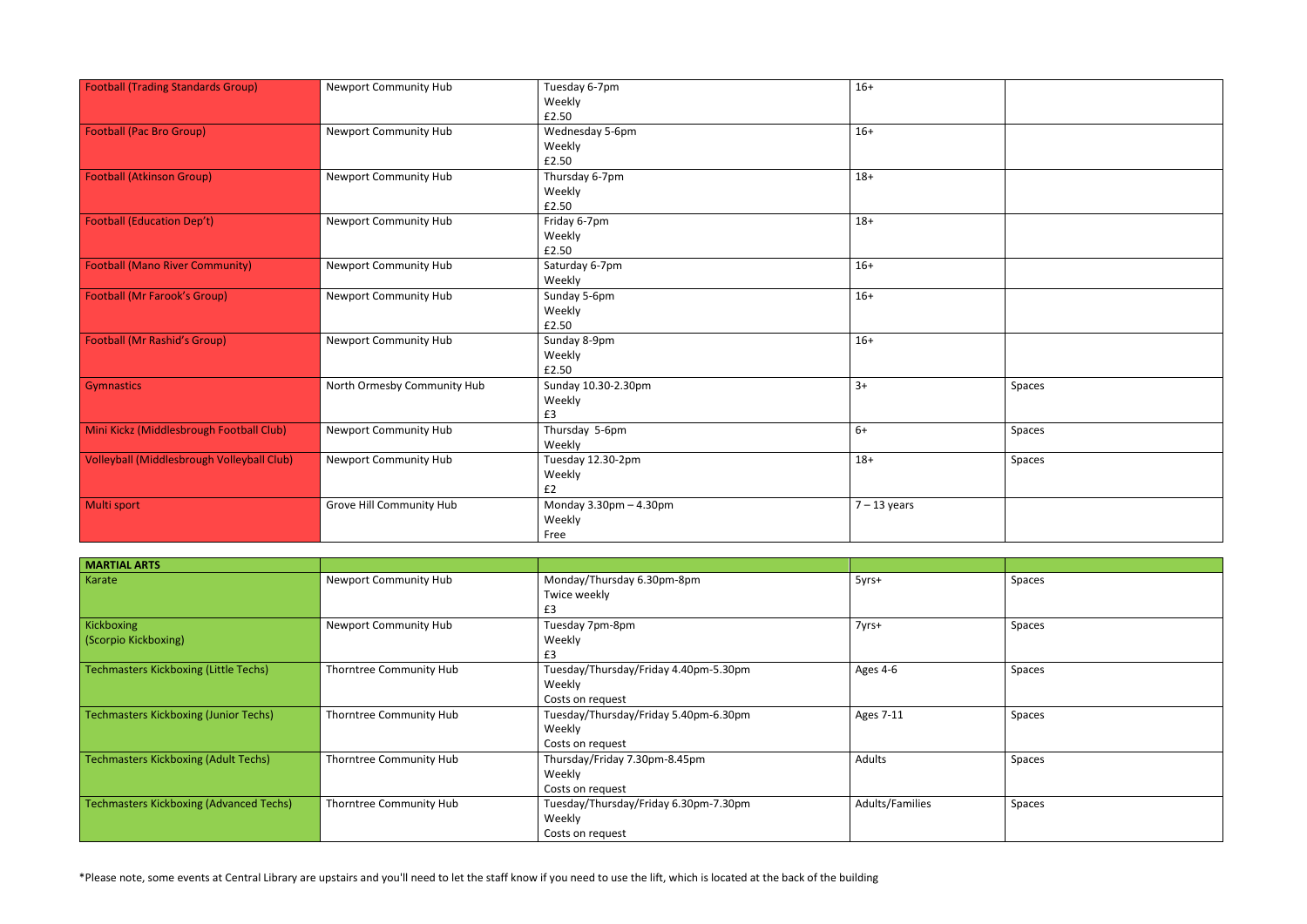| | | | | |
|---|---|---|---|---|
| Football (Trading Standards Group) | Newport Community Hub | Tuesday 6-7pm<br>Weekly<br>£2.50 | 16+ | |
| Football (Pac Bro Group) | Newport Community Hub | Wednesday 5-6pm<br>Weekly<br>£2.50 | 16+ | |
| Football (Atkinson Group) | Newport Community Hub | Thursday 6-7pm<br>Weekly<br>£2.50 | 18+ | |
| Football (Education Dep't) | Newport Community Hub | Friday 6-7pm<br>Weekly<br>£2.50 | 18+ | |
| Football (Mano River Community) | Newport Community Hub | Saturday 6-7pm<br>Weekly | 16+ | |
| Football (Mr Farook's Group) | Newport Community Hub | Sunday 5-6pm<br>Weekly<br>£2.50 | 16+ | |
| Football (Mr Rashid's Group) | Newport Community Hub | Sunday 8-9pm<br>Weekly<br>£2.50 | 16+ | |
| Gymnastics | North Ormesby Community Hub | Sunday 10.30-2.30pm<br>Weekly<br>£3 | 3+ | Spaces |
| Mini Kickz (Middlesbrough Football Club) | Newport Community Hub | Thursday 5-6pm<br>Weekly | 6+ | Spaces |
| Volleyball (Middlesbrough Volleyball Club) | Newport Community Hub | Tuesday 12.30-2pm<br>Weekly<br>£2 | 18+ | Spaces |
| Multi sport | Grove Hill Community Hub | Monday 3.30pm – 4.30pm<br>Weekly<br>Free | 7 – 13 years | |

| MARTIAL ARTS | | | | |
|---|---|---|---|---|
| Karate | Newport Community Hub | Monday/Thursday 6.30pm-8pm<br>Twice weekly<br>£3 | 5yrs+ | Spaces |
| Kickboxing<br>(Scorpio Kickboxing) | Newport Community Hub | Tuesday 7pm-8pm<br>Weekly<br>£3 | 7yrs+ | Spaces |
| Techmasters Kickboxing (Little Techs) | Thorntree Community Hub | Tuesday/Thursday/Friday 4.40pm-5.30pm<br>Weekly<br>Costs on request | Ages 4-6 | Spaces |
| Techmasters Kickboxing (Junior Techs) | Thorntree Community Hub | Tuesday/Thursday/Friday 5.40pm-6.30pm<br>Weekly<br>Costs on request | Ages 7-11 | Spaces |
| Techmasters Kickboxing (Adult Techs) | Thorntree Community Hub | Thursday/Friday 7.30pm-8.45pm<br>Weekly<br>Costs on request | Adults | Spaces |
| Techmasters Kickboxing (Advanced Techs) | Thorntree Community Hub | Tuesday/Thursday/Friday 6.30pm-7.30pm<br>Weekly<br>Costs on request | Adults/Families | Spaces |

*Please note, some events at Central Library are upstairs and you'll need to let the staff know if you need to use the lift, which is located at the back of the building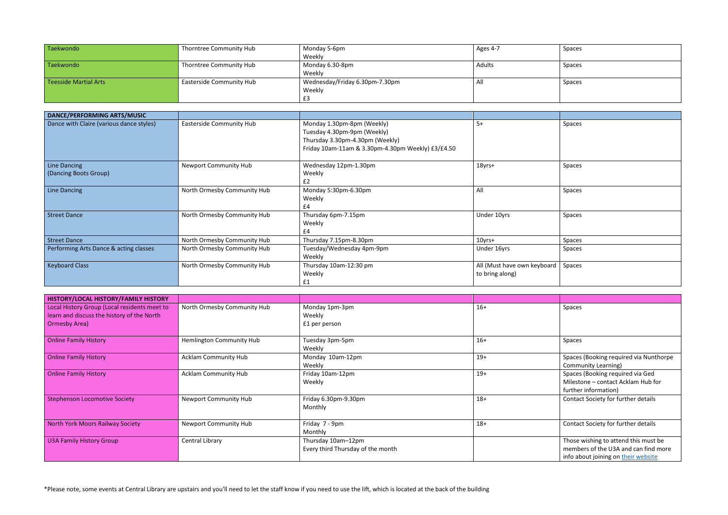| Taekwondo | Thorntree Community Hub | Monday 5-6pm<br>Weekly | Ages 4-7 | Spaces |
|---|---|---|---|---|
| Taekwondo | Thorntree Community Hub | Monday 6.30-8pm<br>Weekly | Adults | Spaces |
| Teesside Martial Arts | Easterside Community Hub | Wednesday/Friday 6.30pm-7.30pm<br>Weekly<br>£3 | All | Spaces |

| DANCE/PERFORMING ARTS/MUSIC | | | | |
|---|---|---|---|---|
| Dance with Claire (various dance styles) | Easterside Community Hub | Monday 1.30pm-8pm (Weekly)<br>Tuesday 4.30pm-9pm (Weekly)<br>Thursday 3.30pm-4.30pm (Weekly)<br>Friday 10am-11am & 3.30pm-4.30pm Weekly) £3/£4.50 | 5+ | Spaces |
| Line Dancing<br>(Dancing Boots Group) | Newport Community Hub | Wednesday 12pm-1.30pm<br>Weekly<br>£2 | 18yrs+ | Spaces |
| Line Dancing | North Ormesby Community Hub | Monday 5:30pm-6.30pm<br>Weekly<br>£4 | All | Spaces |
| Street Dance | North Ormesby Community Hub | Thursday 6pm-7.15pm<br>Weekly<br>£4 | Under 10yrs | Spaces |
| Street Dance | North Ormesby Community Hub | Thursday 7.15pm-8.30pm | 10yrs+ | Spaces |
| Performing Arts Dance & acting classes | North Ormesby Community Hub | Tuesday/Wednesday 4pm-9pm<br>Weekly | Under 16yrs | Spaces |
| Keyboard Class | North Ormesby Community Hub | Thursday 10am-12:30 pm<br>Weekly<br>£1 | All (Must have own keyboard to bring along) | Spaces |

| HISTORY/LOCAL HISTORY/FAMILY HISTORY | | | | |
|---|---|---|---|---|
| Local History Group (Local residents meet to learn and discuss the history of the North Ormesby Area) | North Ormesby Community Hub | Monday 1pm-3pm<br>Weekly<br>£1 per person | 16+ | Spaces |
| Online Family History | Hemlington Community Hub | Tuesday 3pm-5pm<br>Weekly | 16+ | Spaces |
| Online Family History | Acklam Community Hub | Monday 10am-12pm<br>Weekly | 19+ | Spaces (Booking required via Nunthorpe Community Learning) |
| Online Family History | Acklam Community Hub | Friday 10am-12pm<br>Weekly | 19+ | Spaces (Booking required via Ged Milestone – contact Acklam Hub for further information) |
| Stephenson Locomotive Society | Newport Community Hub | Friday 6.30pm-9.30pm<br>Monthly | 18+ | Contact Society for further details |
| North York Moors Railway Society | Newport Community Hub | Friday 7 - 9pm<br>Monthly | 18+ | Contact Society for further details |
| U3A Family History Group | Central Library | Thursday 10am–12pm<br>Every third Thursday of the month | | Those wishing to attend this must be members of the U3A and can find more info about joining on their website |

*Please note, some events at Central Library are upstairs and you'll need to let the staff know if you need to use the lift, which is located at the back of the building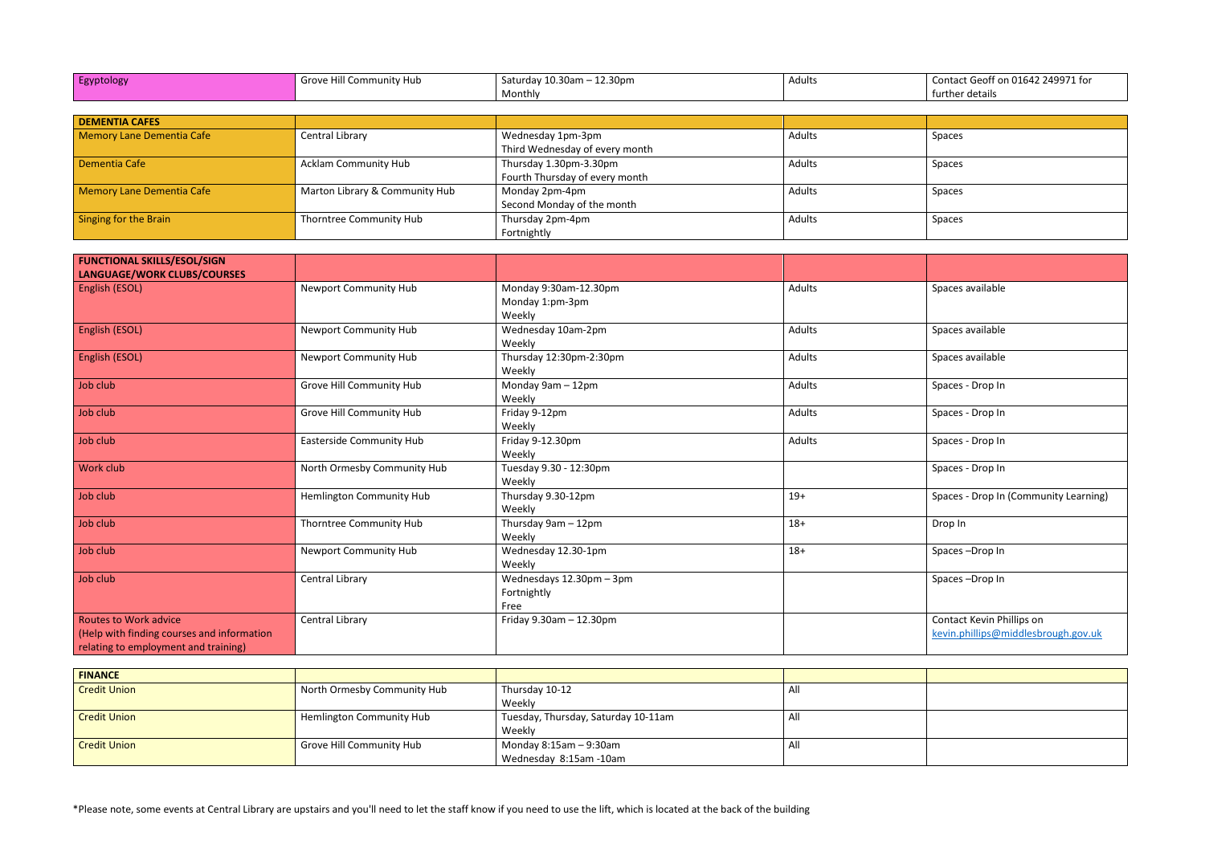| Egyptology | Grove Hill Community Hub | Saturday 10.30am – 12.30pm<br>Monthly | Adults | Contact Geoff on 01642 249971 for further details |
|---|---|---|---|---|

| DEMENTIA CAFES | | | | |
|---|---|---|---|---|
| Memory Lane Dementia Cafe | Central Library | Wednesday 1pm-3pm<br>Third Wednesday of every month | Adults | Spaces |
| Dementia Cafe | Acklam Community Hub | Thursday 1.30pm-3.30pm<br>Fourth Thursday of every month | Adults | Spaces |
| Memory Lane Dementia Cafe | Marton Library & Community Hub | Monday 2pm-4pm<br>Second Monday of the month | Adults | Spaces |
| Singing for the Brain | Thorntree Community Hub | Thursday 2pm-4pm<br>Fortnightly | Adults | Spaces |

| FUNCTIONAL SKILLS/ESOL/SIGN LANGUAGE/WORK CLUBS/COURSES | | | | |
|---|---|---|---|---|
| English (ESOL) | Newport Community Hub | Monday 9:30am-12.30pm<br>Monday 1:pm-3pm<br>Weekly | Adults | Spaces available |
| English (ESOL) | Newport Community Hub | Wednesday 10am-2pm<br>Weekly | Adults | Spaces available |
| English (ESOL) | Newport Community Hub | Thursday 12:30pm-2:30pm<br>Weekly | Adults | Spaces available |
| Job club | Grove Hill Community Hub | Monday 9am – 12pm<br>Weekly | Adults | Spaces - Drop In |
| Job club | Grove Hill Community Hub | Friday 9-12pm<br>Weekly | Adults | Spaces - Drop In |
| Job club | Easterside Community Hub | Friday 9-12.30pm<br>Weekly | Adults | Spaces - Drop In |
| Work club | North Ormesby Community Hub | Tuesday 9.30 - 12:30pm<br>Weekly | | Spaces - Drop In |
| Job club | Hemlington Community Hub | Thursday 9.30-12pm<br>Weekly | 19+ | Spaces - Drop In (Community Learning) |
| Job club | Thorntree Community Hub | Thursday 9am – 12pm<br>Weekly | 18+ | Drop In |
| Job club | Newport Community Hub | Wednesday 12.30-1pm<br>Weekly | 18+ | Spaces –Drop In |
| Job club | Central Library | Wednesdays 12.30pm – 3pm<br>Fortnightly<br>Free | | Spaces –Drop In |
| Routes to Work advice<br>(Help with finding courses and information relating to employment and training) | Central Library | Friday 9.30am – 12.30pm | | Contact Kevin Phillips on kevin.phillips@middlesbrough.gov.uk |

| FINANCE | | | | |
|---|---|---|---|---|
| Credit Union | North Ormesby Community Hub | Thursday 10-12<br>Weekly | All | |
| Credit Union | Hemlington Community Hub | Tuesday, Thursday, Saturday 10-11am<br>Weekly | All | |
| Credit Union | Grove Hill Community Hub | Monday 8:15am – 9:30am<br>Wednesday 8:15am -10am | All | |

*Please note, some events at Central Library are upstairs and you'll need to let the staff know if you need to use the lift, which is located at the back of the building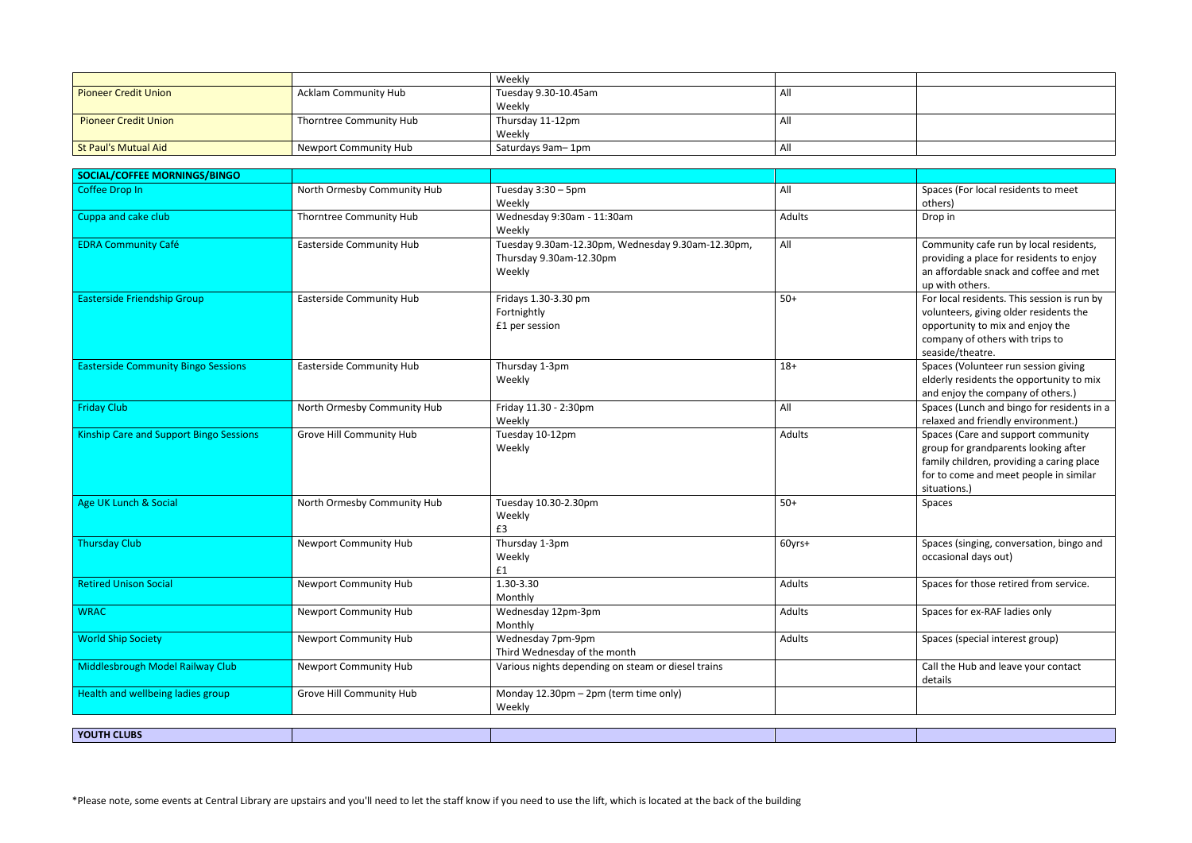| | | | | |
|---|---|---|---|---|
| | | Weekly | | |
| Pioneer Credit Union | Acklam Community Hub | Tuesday 9.30-10.45am<br>Weekly | All | |
| Pioneer Credit Union | Thorntree Community Hub | Thursday 11-12pm<br>Weekly | All | |
| St Paul's Mutual Aid | Newport Community Hub | Saturdays 9am– 1pm | All | |

| SOCIAL/COFFEE MORNINGS/BINGO | | | | |
|---|---|---|---|---|
| Coffee Drop In | North Ormesby Community Hub | Tuesday 3:30 – 5pm<br>Weekly | All | Spaces (For local residents to meet others) |
| Cuppa and cake club | Thorntree Community Hub | Wednesday 9:30am - 11:30am<br>Weekly | Adults | Drop in |
| EDRA Community Café | Easterside Community Hub | Tuesday 9.30am-12.30pm, Wednesday 9.30am-12.30pm, Thursday 9.30am-12.30pm<br>Weekly | All | Community cafe run by local residents, providing a place for residents to enjoy an affordable snack and coffee and met up with others. |
| Easterside Friendship Group | Easterside Community Hub | Fridays 1.30-3.30 pm<br>Fortnightly<br>£1 per session | 50+ | For local residents. This session is run by volunteers, giving older residents the opportunity to mix and enjoy the company of others with trips to seaside/theatre. |
| Easterside Community Bingo Sessions | Easterside Community Hub | Thursday 1-3pm<br>Weekly | 18+ | Spaces (Volunteer run session giving elderly residents the opportunity to mix and enjoy the company of others.) |
| Friday Club | North Ormesby Community Hub | Friday 11.30 - 2:30pm<br>Weekly | All | Spaces (Lunch and bingo for residents in a relaxed and friendly environment.) |
| Kinship Care and Support Bingo Sessions | Grove Hill Community Hub | Tuesday 10-12pm<br>Weekly | Adults | Spaces (Care and support community group for grandparents looking after family children, providing a caring place for to come and meet people in similar situations.) |
| Age UK Lunch & Social | North Ormesby Community Hub | Tuesday 10.30-2.30pm<br>Weekly<br>£3 | 50+ | Spaces |
| Thursday Club | Newport Community Hub | Thursday 1-3pm<br>Weekly<br>£1 | 60yrs+ | Spaces (singing, conversation, bingo and occasional days out) |
| Retired Unison Social | Newport Community Hub | 1.30-3.30<br>Monthly | Adults | Spaces for those retired from service. |
| WRAC | Newport Community Hub | Wednesday 12pm-3pm<br>Monthly | Adults | Spaces for ex-RAF ladies only |
| World Ship Society | Newport Community Hub | Wednesday 7pm-9pm<br>Third Wednesday of the month | Adults | Spaces (special interest group) |
| Middlesbrough Model Railway Club | Newport Community Hub | Various nights depending on steam or diesel trains | | Call the Hub and leave your contact details |
| Health and wellbeing ladies group | Grove Hill Community Hub | Monday 12.30pm – 2pm (term time only)<br>Weekly | | |

| YOUTH CLUBS | | | | |
|---|---|---|---|---|

*Please note, some events at Central Library are upstairs and you'll need to let the staff know if you need to use the lift, which is located at the back of the building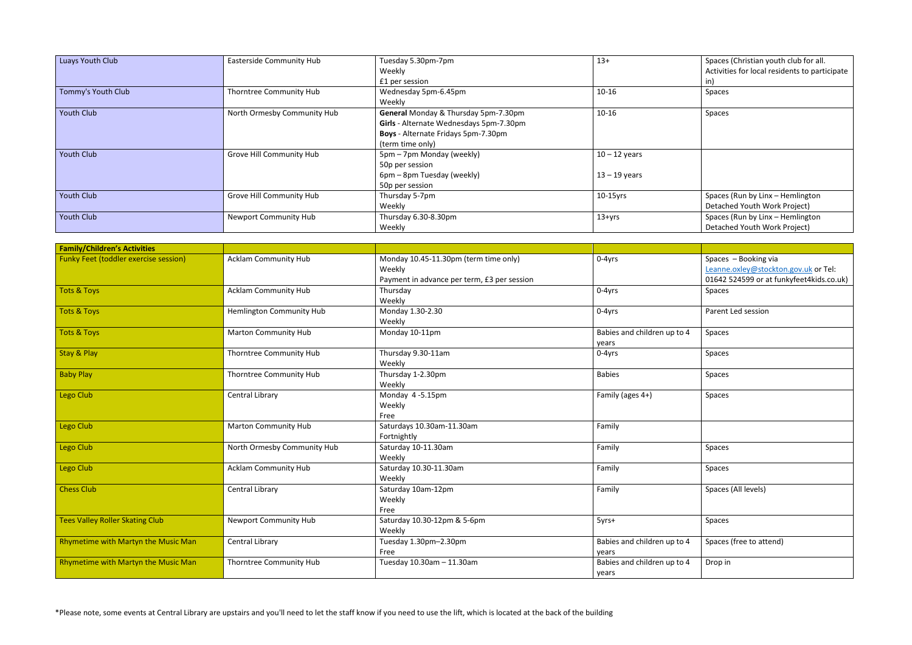| | | | | |
|---|---|---|---|---|
| Luays Youth Club | Easterside Community Hub | Tuesday 5.30pm-7pm<br>Weekly<br>£1 per session | 13+ | Spaces (Christian youth club for all. Activities for local residents to participate in) |
| Tommy's Youth Club | Thorntree Community Hub | Wednesday 5pm-6.45pm<br>Weekly | 10-16 | Spaces |
| Youth Club | North Ormesby Community Hub | **General** Monday & Thursday 5pm-7.30pm<br>**Girls** - Alternate Wednesdays 5pm-7.30pm<br>**Boys** - Alternate Fridays 5pm-7.30pm<br>(term time only) | 10-16 | Spaces |
| Youth Club | Grove Hill Community Hub | 5pm – 7pm Monday (weekly)<br>50p per session<br>6pm – 8pm Tuesday (weekly)<br>50p per session | 10 – 12 years<br><br>13 – 19 years | |
| Youth Club | Grove Hill Community Hub | Thursday 5-7pm<br>Weekly | 10-15yrs | Spaces (Run by Linx – Hemlington Detached Youth Work Project) |
| Youth Club | Newport Community Hub | Thursday 6.30-8.30pm<br>Weekly | 13+yrs | Spaces (Run by Linx – Hemlington Detached Youth Work Project) |

| **Family/Children's Activities** | | | | |
|---|---|---|---|---|
| Funky Feet (toddler exercise session) | Acklam Community Hub | Monday 10.45-11.30pm (term time only)<br>Weekly<br>Payment in advance per term, £3 per session | 0-4yrs | Spaces – Booking via Leanne.oxley@stockton.gov.uk or Tel: 01642 524599 or at funkyfeet4kids.co.uk) |
| Tots & Toys | Acklam Community Hub | Thursday<br>Weekly | 0-4yrs | Spaces |
| Tots & Toys | Hemlington Community Hub | Monday 1.30-2.30<br>Weekly | 0-4yrs | Parent Led session |
| Tots & Toys | Marton Community Hub | Monday 10-11pm | Babies and children up to 4 years | Spaces |
| Stay & Play | Thorntree Community Hub | Thursday 9.30-11am<br>Weekly | 0-4yrs | Spaces |
| Baby Play | Thorntree Community Hub | Thursday 1-2.30pm<br>Weekly | Babies | Spaces |
| Lego Club | Central Library | Monday 4 -5.15pm<br>Weekly<br>Free | Family (ages 4+) | Spaces |
| Lego Club | Marton Community Hub | Saturdays 10.30am-11.30am<br>Fortnightly | Family | |
| Lego Club | North Ormesby Community Hub | Saturday 10-11.30am<br>Weekly | Family | Spaces |
| Lego Club | Acklam Community Hub | Saturday 10.30-11.30am<br>Weekly | Family | Spaces |
| Chess Club | Central Library | Saturday 10am-12pm<br>Weekly<br>Free | Family | Spaces (All levels) |
| Tees Valley Roller Skating Club | Newport Community Hub | Saturday 10.30-12pm & 5-6pm<br>Weekly | 5yrs+ | Spaces |
| Rhymetime with Martyn the Music Man | Central Library | Tuesday 1.30pm–2.30pm<br>Free | Babies and children up to 4 years | Spaces (free to attend) |
| Rhymetime with Martyn the Music Man | Thorntree Community Hub | Tuesday 10.30am – 11.30am | Babies and children up to 4 years | Drop in |

*Please note, some events at Central Library are upstairs and you'll need to let the staff know if you need to use the lift, which is located at the back of the building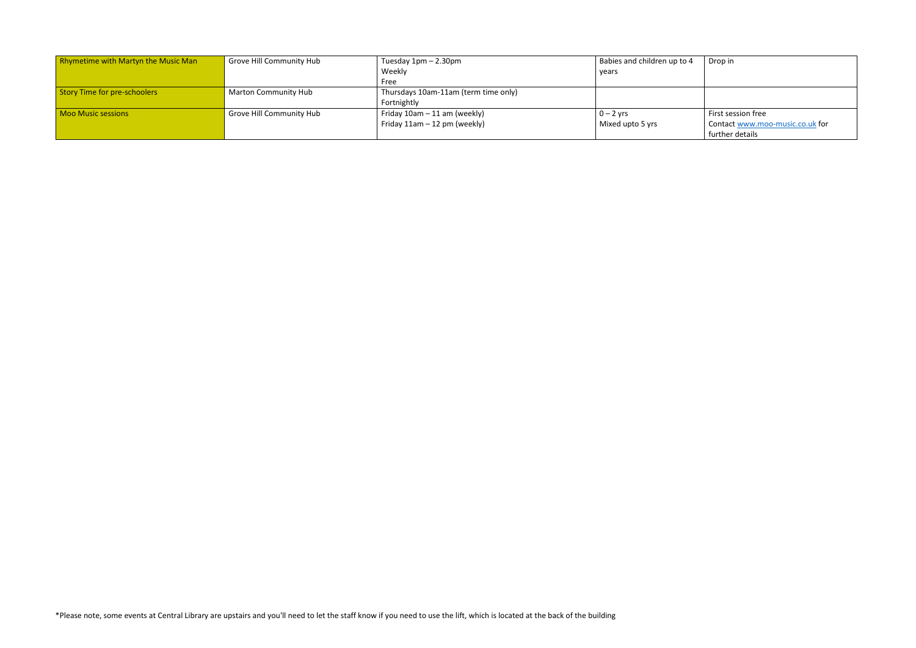| | | | | |
|---|---|---|---|---|
| Rhymetime with Martyn the Music Man | Grove Hill Community Hub | Tuesday 1pm – 2.30pm<br>Weekly<br>Free | Babies and children up to 4 years | Drop in |
| Story Time for pre-schoolers | Marton Community Hub | Thursdays 10am-11am (term time only)<br>Fortnightly | | |
| Moo Music sessions | Grove Hill Community Hub | Friday 10am – 11 am (weekly)<br>Friday 11am – 12 pm (weekly) | 0 – 2 yrs<br>Mixed upto 5 yrs | First session free<br>Contact www.moo-music.co.uk for further details |

*Please note, some events at Central Library are upstairs and you'll need to let the staff know if you need to use the lift, which is located at the back of the building